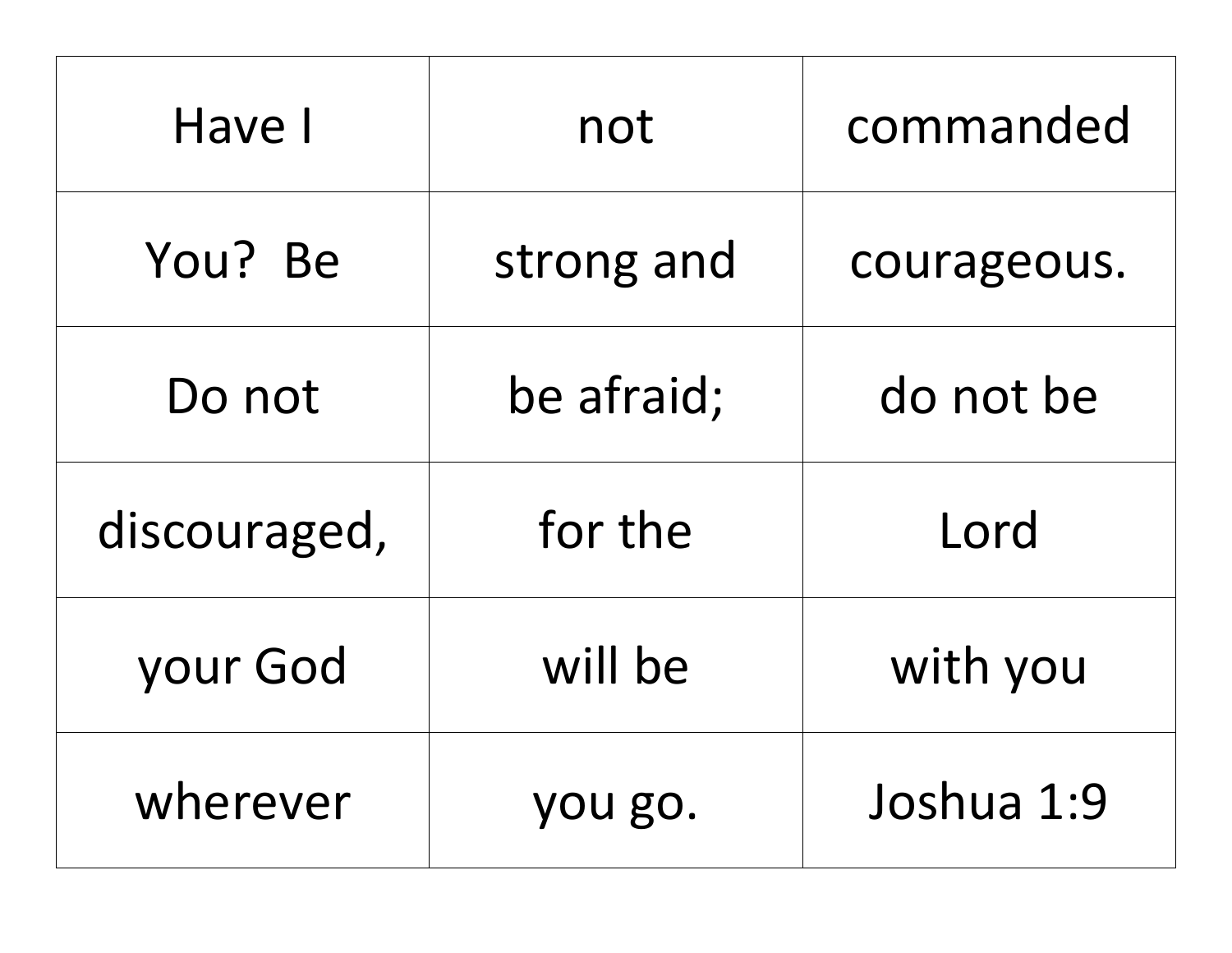| Have I | not | commanded |
|---|---|---|
| You?  Be | strong and | courageous. |
| Do not | be afraid; | do not be |
| discouraged, | for the | Lord |
| your God | will be | with you |
| wherever | you go. | Joshua 1:9 |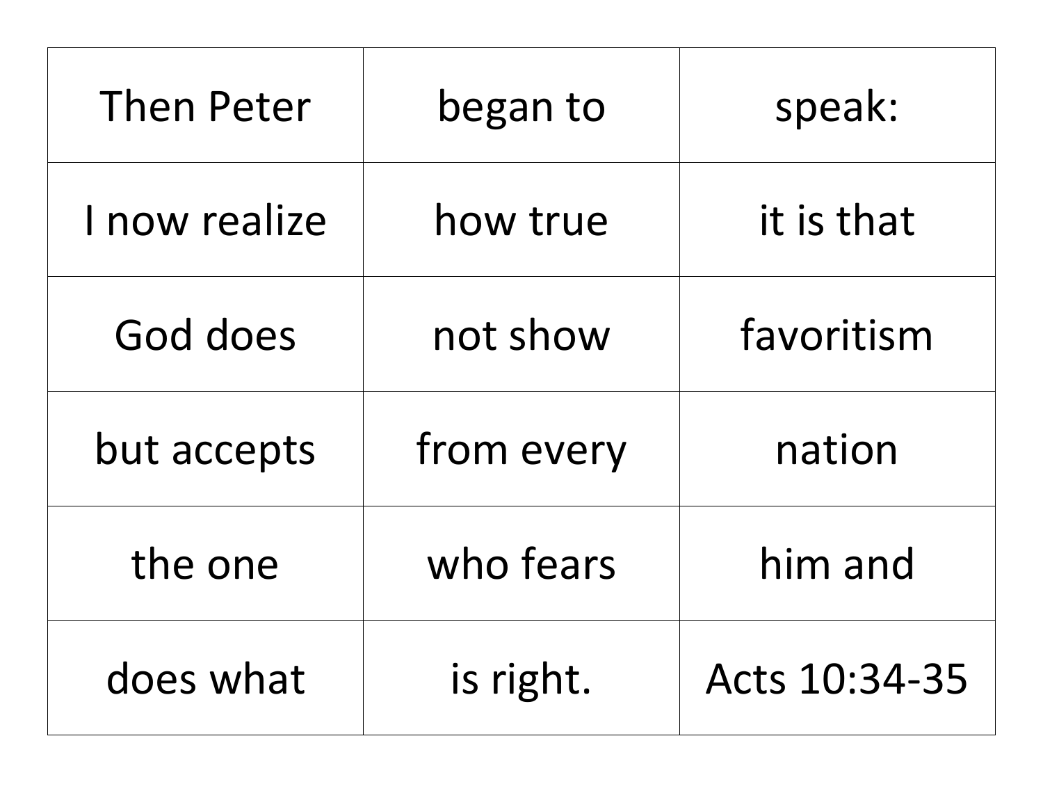| Then Peter | began to | speak: |
| --- | --- | --- |
| I now realize | how true | it is that |
| God does | not show | favoritism |
| but accepts | from every | nation |
| the one | who fears | him and |
| does what | is right. | Acts 10:34-35 |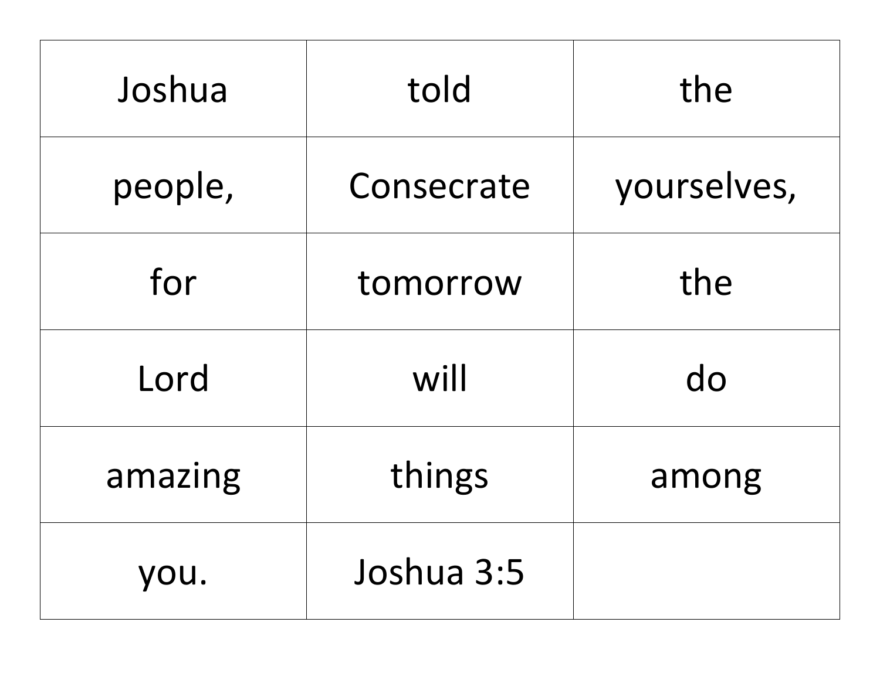| Joshua | told | the |
|---|---|---|
| people, | Consecrate | yourselves, |
| for | tomorrow | the |
| Lord | will | do |
| amazing | things | among |
| you. | Joshua 3:5 | |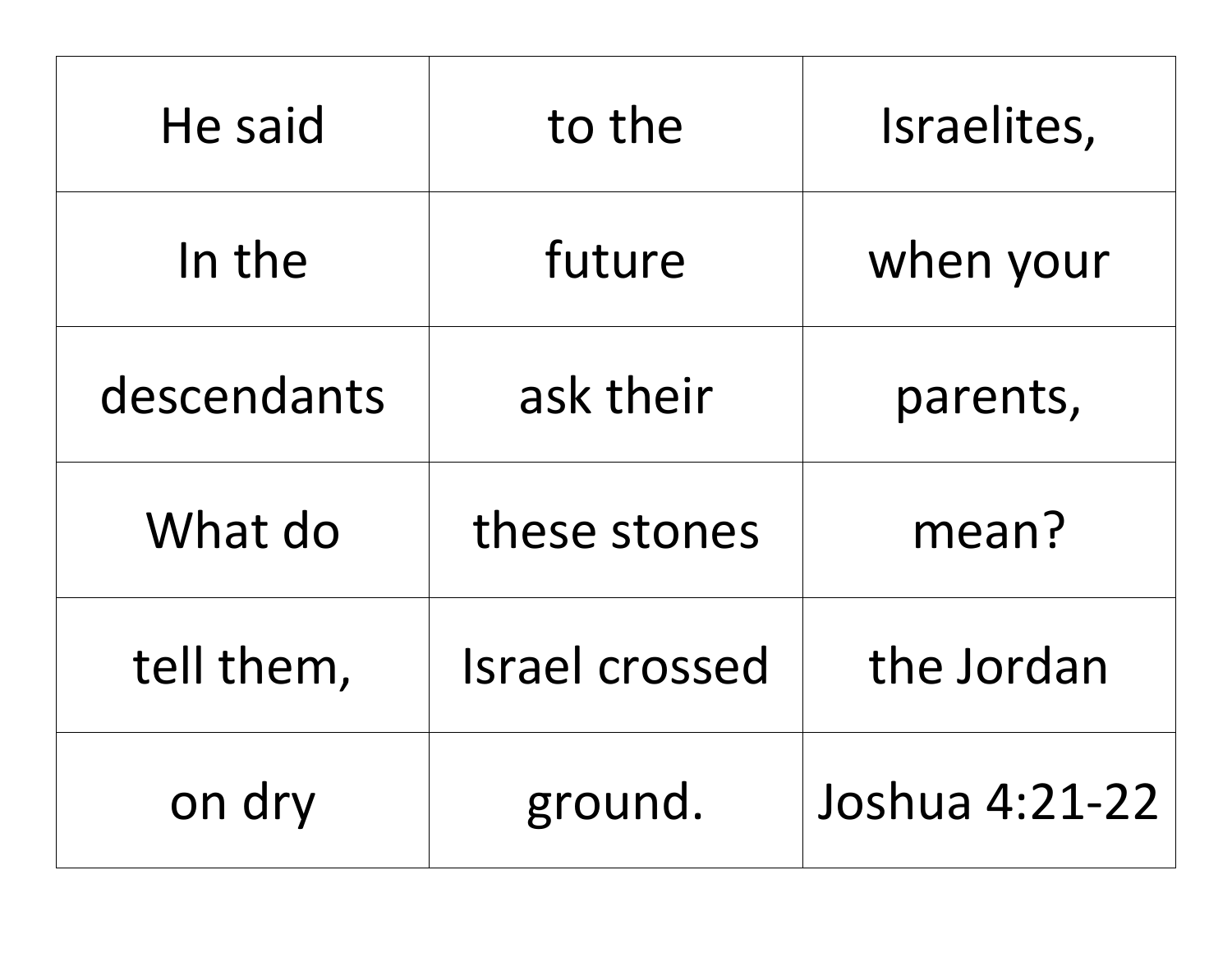| He said | to the | Israelites, |
|---|---|---|
| In the | future | when your |
| descendants | ask their | parents, |
| What do | these stones | mean? |
| tell them, | Israel crossed | the Jordan |
| on dry | ground. | Joshua 4:21-22 |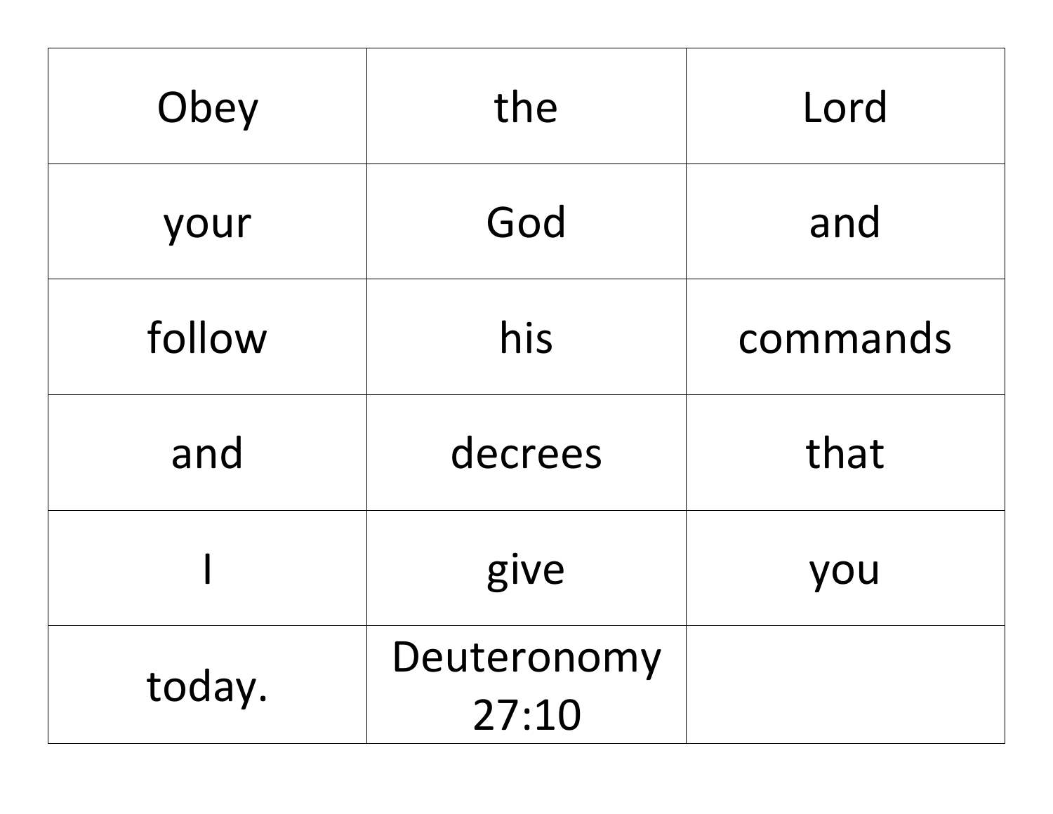| Obey | the | Lord |
| --- | --- | --- |
| your | God | and |
| follow | his | commands |
| and | decrees | that |
| I | give | you |
| today. | Deuteronomy 27:10 | |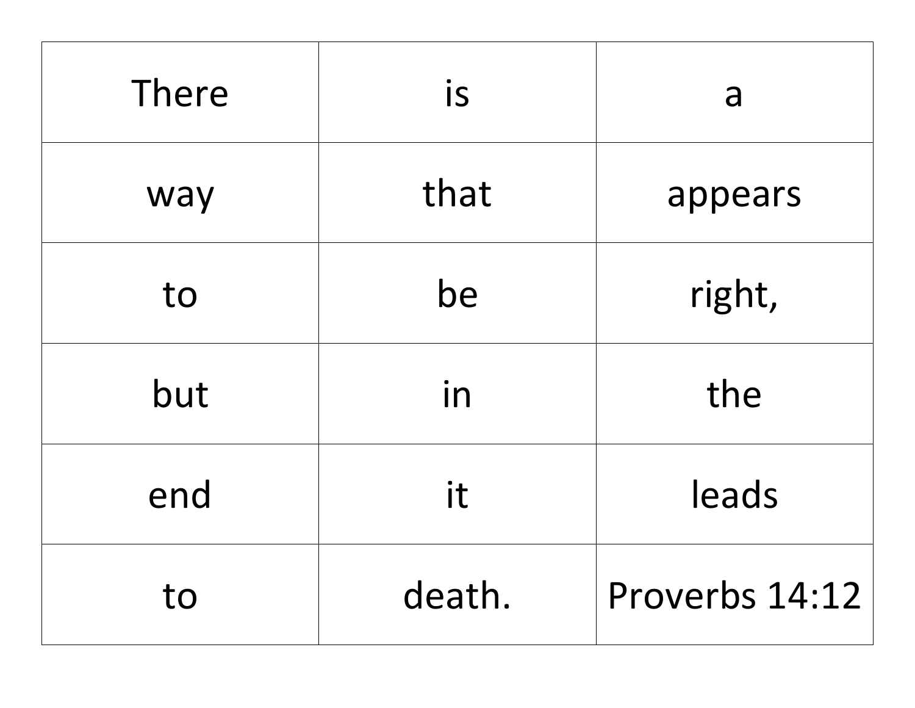| There | is | a |
| --- | --- | --- |
| way | that | appears |
| to | be | right, |
| but | in | the |
| end | it | leads |
| to | death. | Proverbs 14:12 |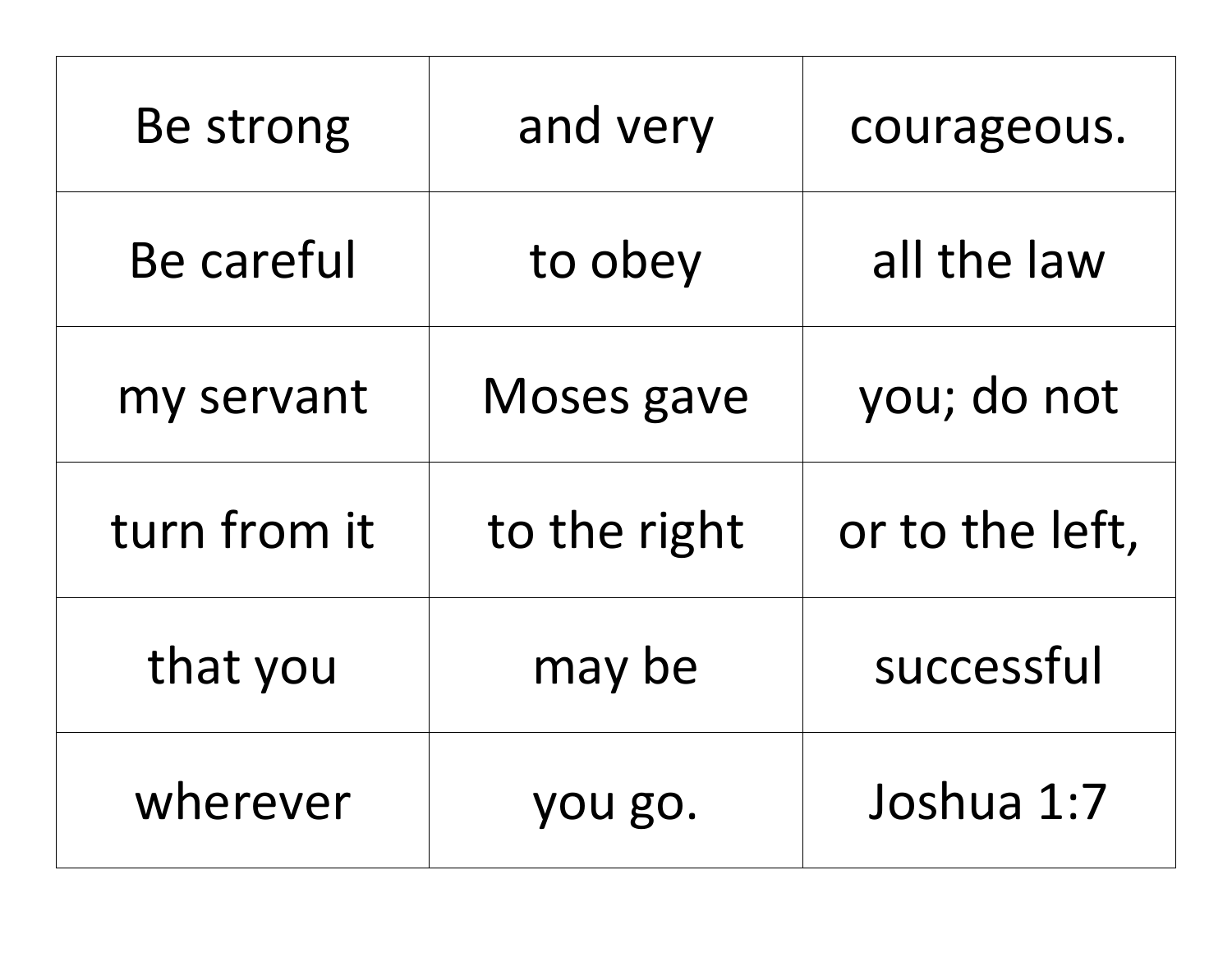| Be strong | and very | courageous. |
|---|---|---|
| Be careful | to obey | all the law |
| my servant | Moses gave | you; do not |
| turn from it | to the right | or to the left, |
| that you | may be | successful |
| wherever | you go. | Joshua 1:7 |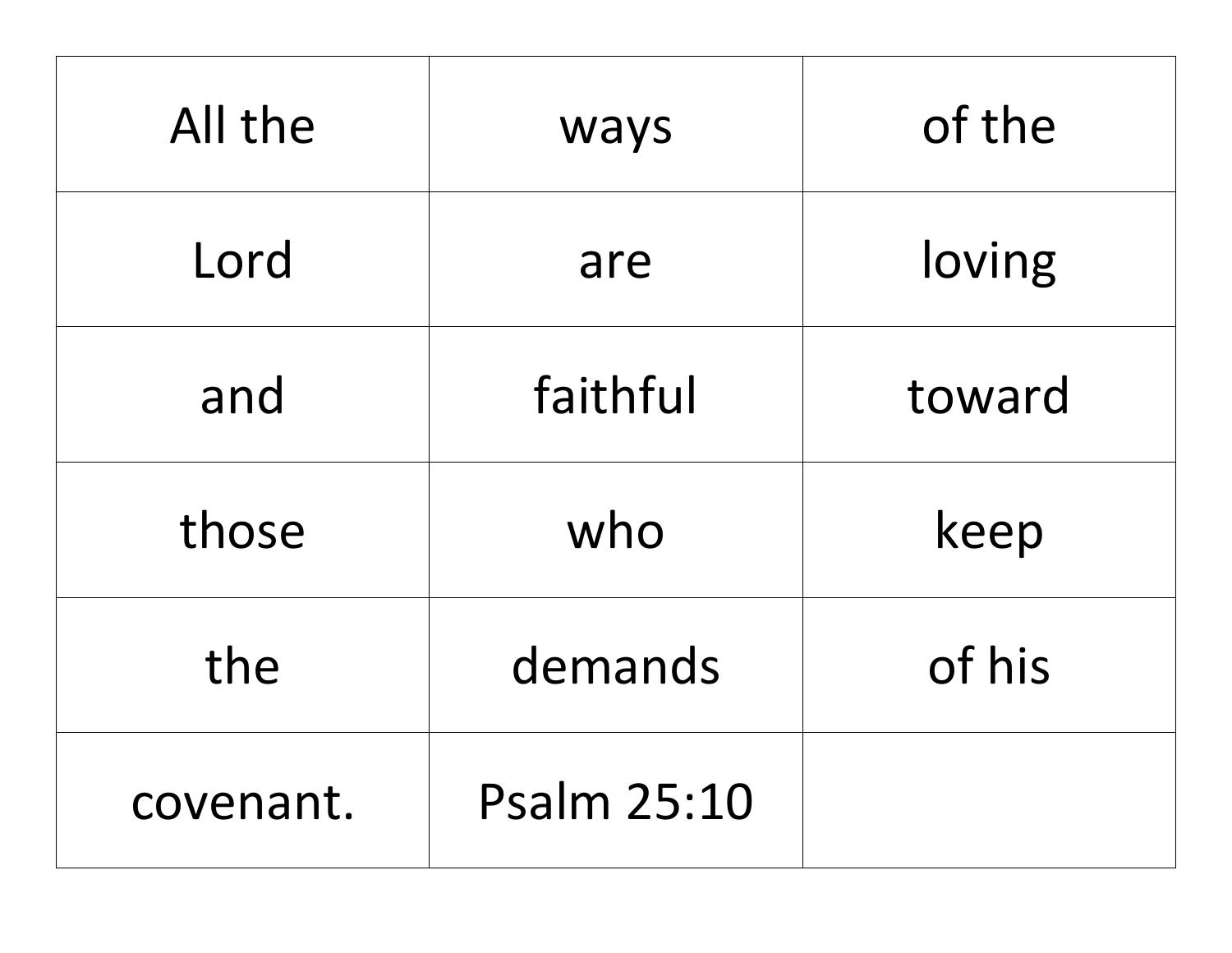| All the | ways | of the |
| --- | --- | --- |
| Lord | are | loving |
| and | faithful | toward |
| those | who | keep |
| the | demands | of his |
| covenant. | Psalm 25:10 | |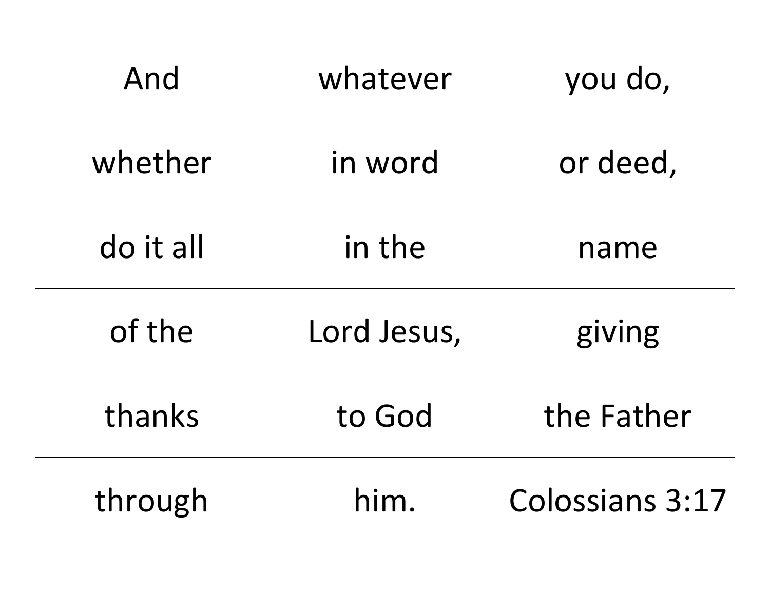| And | whatever | you do, |
|---|---|---|
| whether | in word | or deed, |
| do it all | in the | name |
| of the | Lord Jesus, | giving |
| thanks | to God | the Father |
| through | him. | Colossians 3:17 |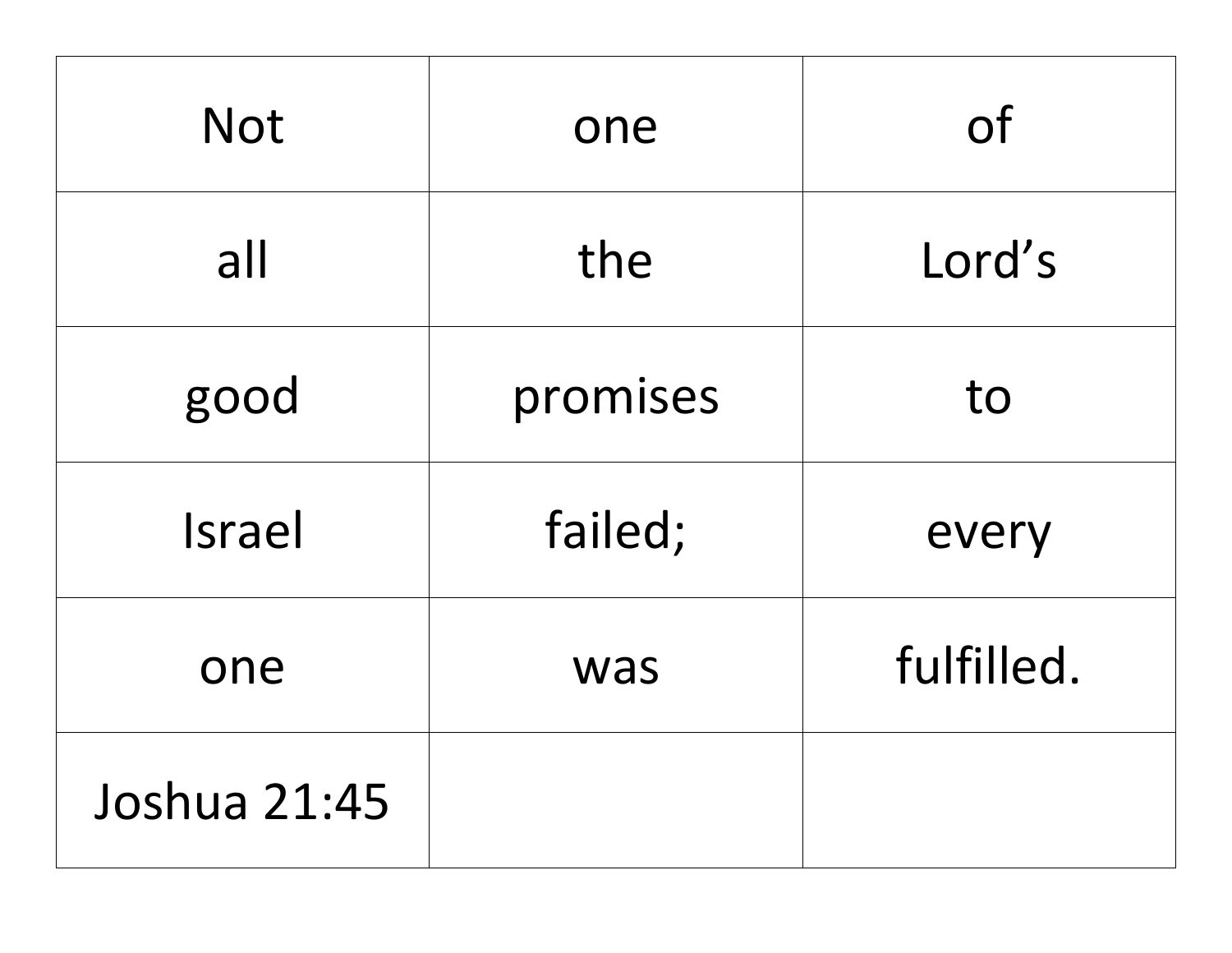| Not | one | of |
|---|---|---|
| all | the | Lord’s |
| good | promises | to |
| Israel | failed; | every |
| one | was | fulfilled. |
| Joshua 21:45 | | |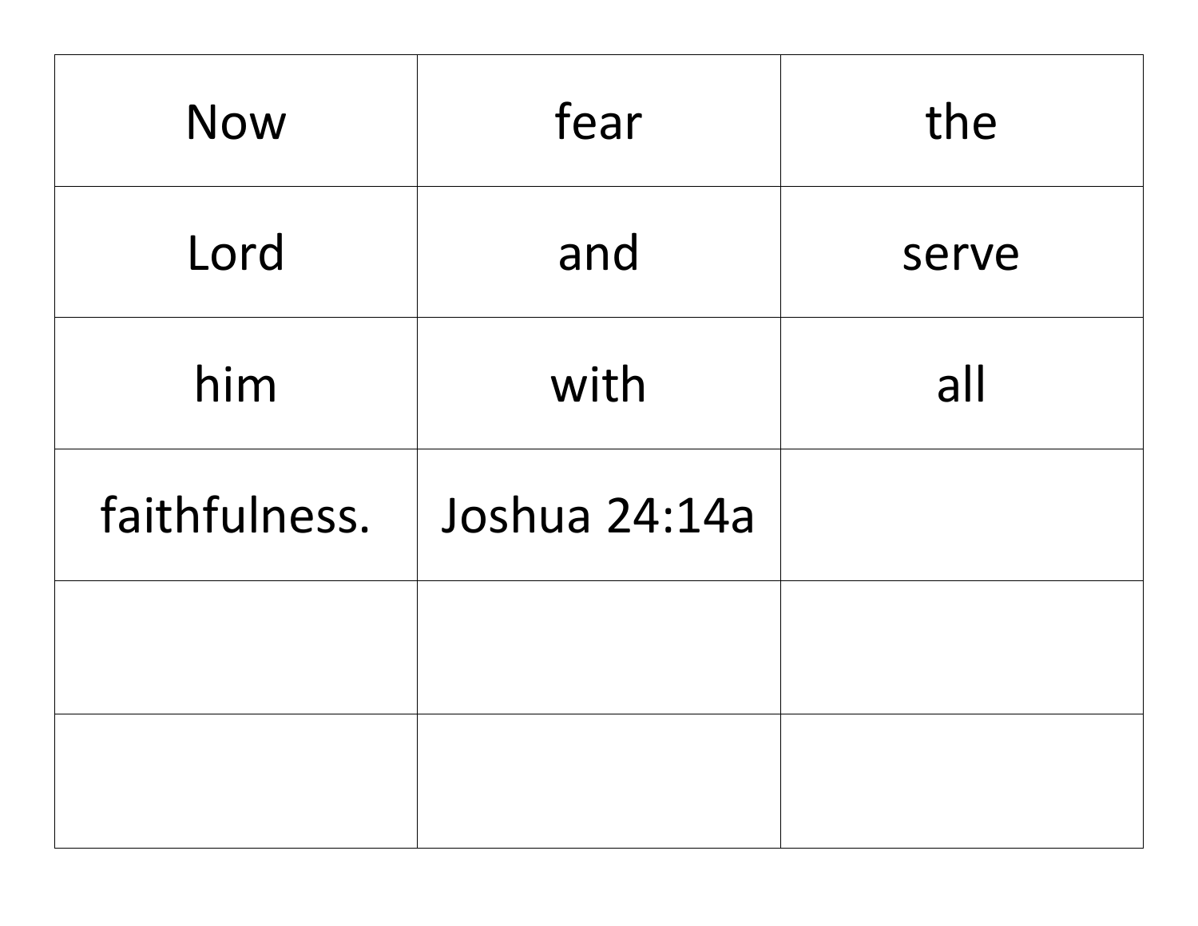| Now | fear | the |
|---|---|---|
| Lord | and | serve |
| him | with | all |
| faithfulness. | Joshua 24:14a | |
| | | |
| | | |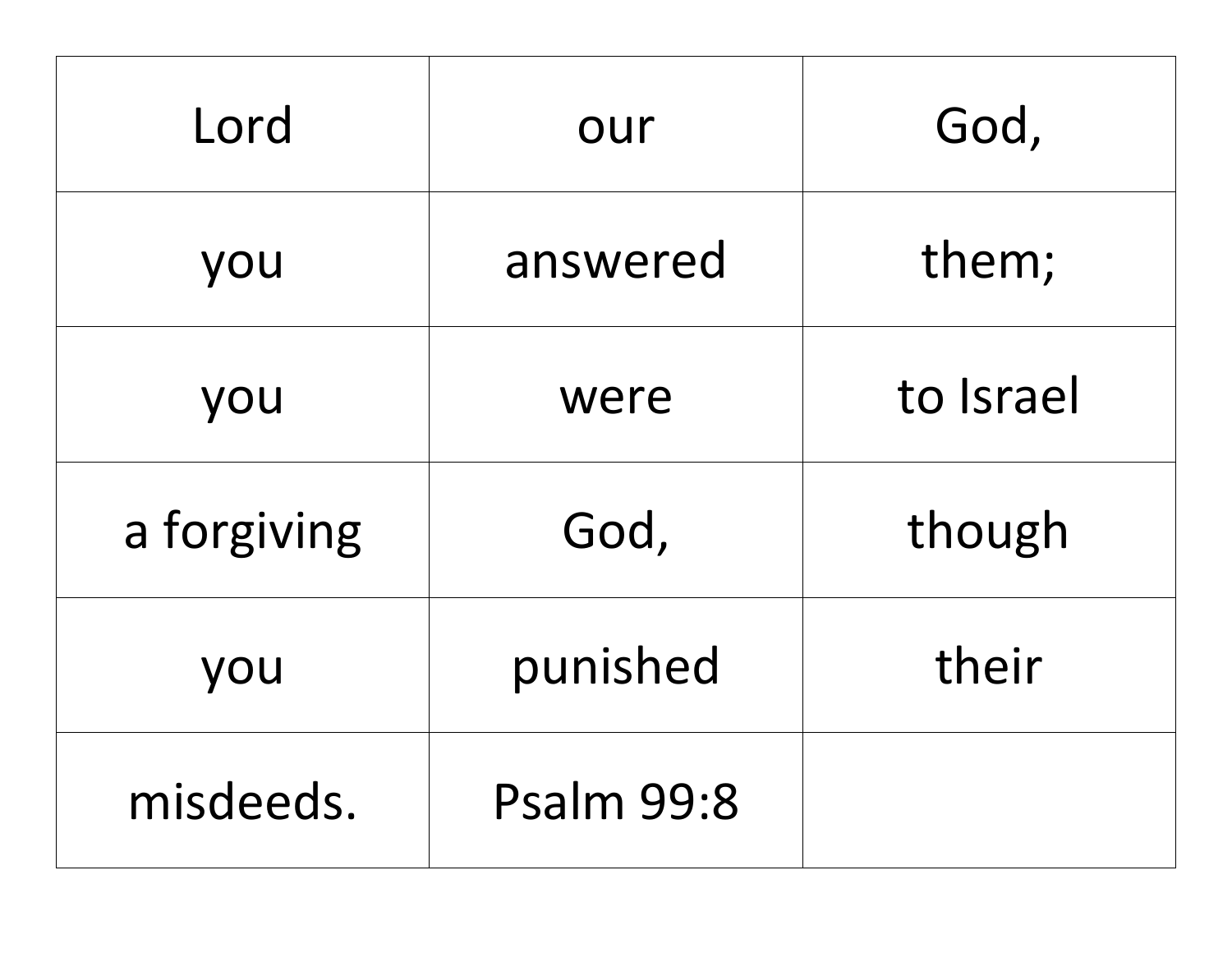| Lord | our | God, |
|---|---|---|
| you | answered | them; |
| you | were | to Israel |
| a forgiving | God, | though |
| you | punished | their |
| misdeeds. | Psalm 99:8 | |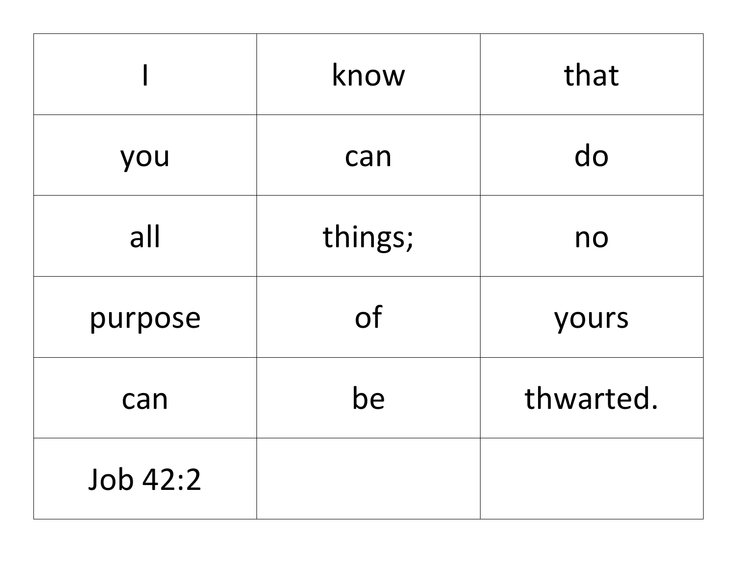| I | know | that |
| --- | --- | --- |
| you | can | do |
| all | things; | no |
| purpose | of | yours |
| can | be | thwarted. |
| Job 42:2 | | |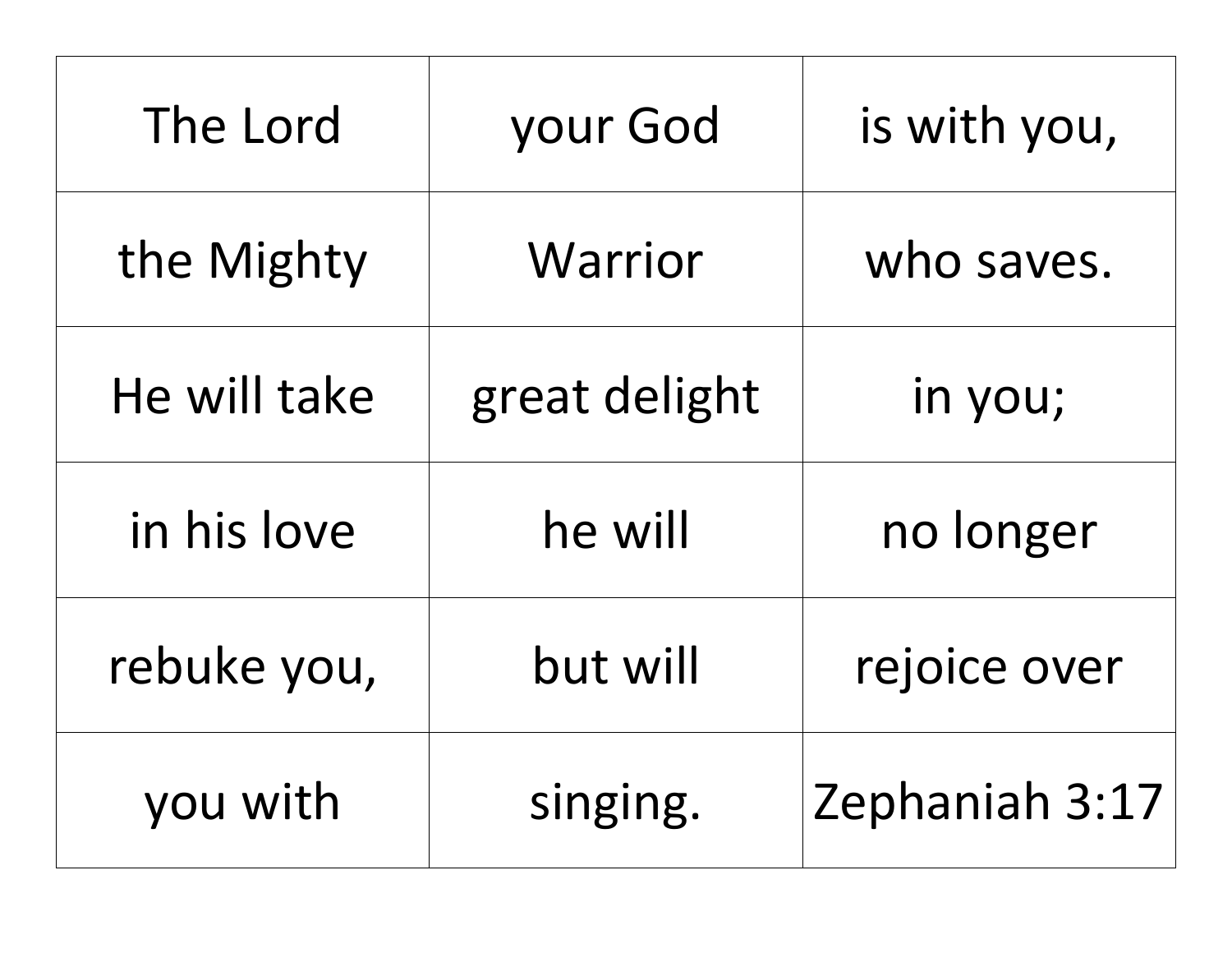| The Lord | your God | is with you, |
| --- | --- | --- |
| the Mighty | Warrior | who saves. |
| He will take | great delight | in you; |
| in his love | he will | no longer |
| rebuke you, | but will | rejoice over |
| you with | singing. | Zephaniah 3:17 |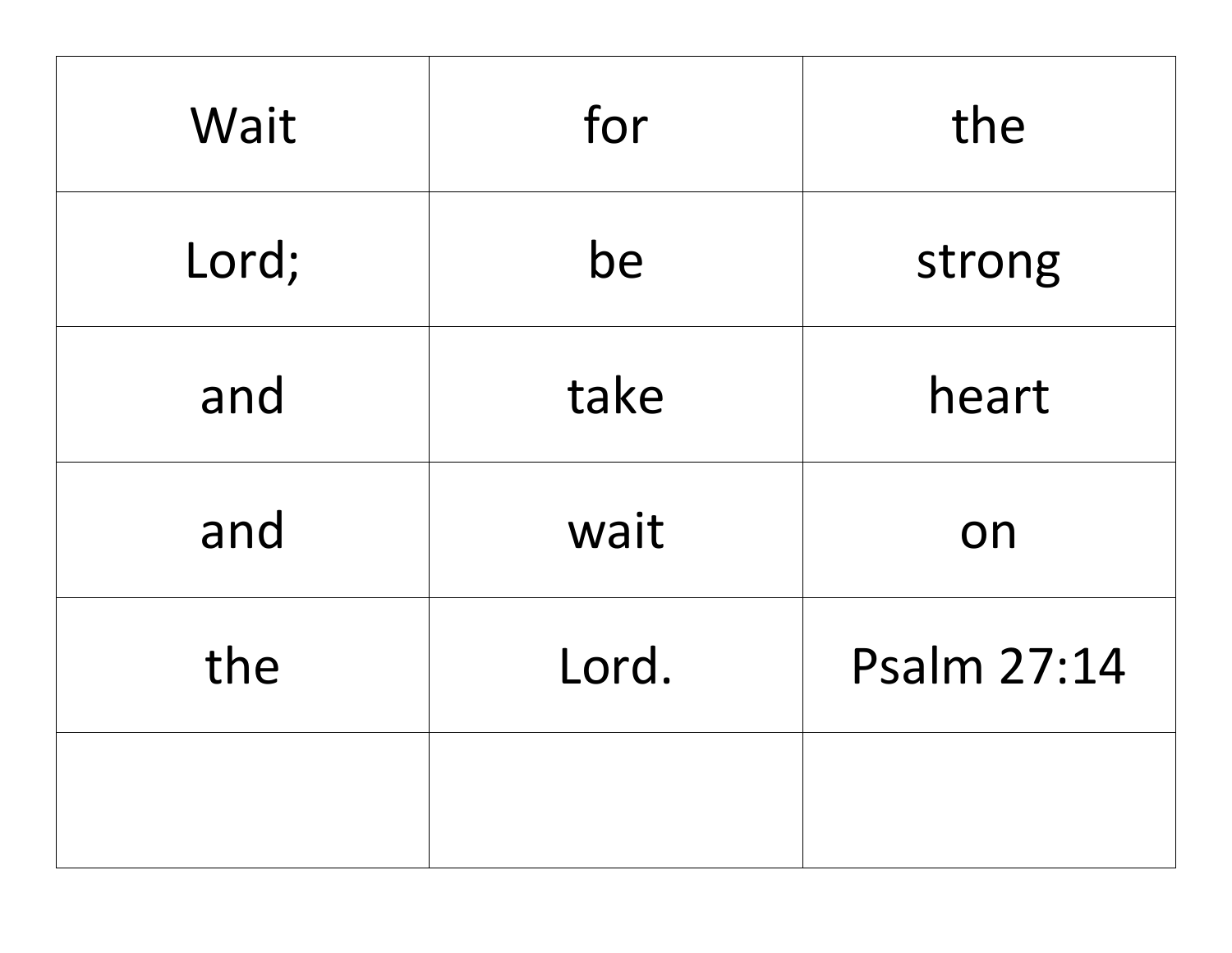| Wait | for | the |
|---|---|---|
| Lord; | be | strong |
| and | take | heart |
| and | wait | on |
| the | Lord. | Psalm 27:14 |
| | | |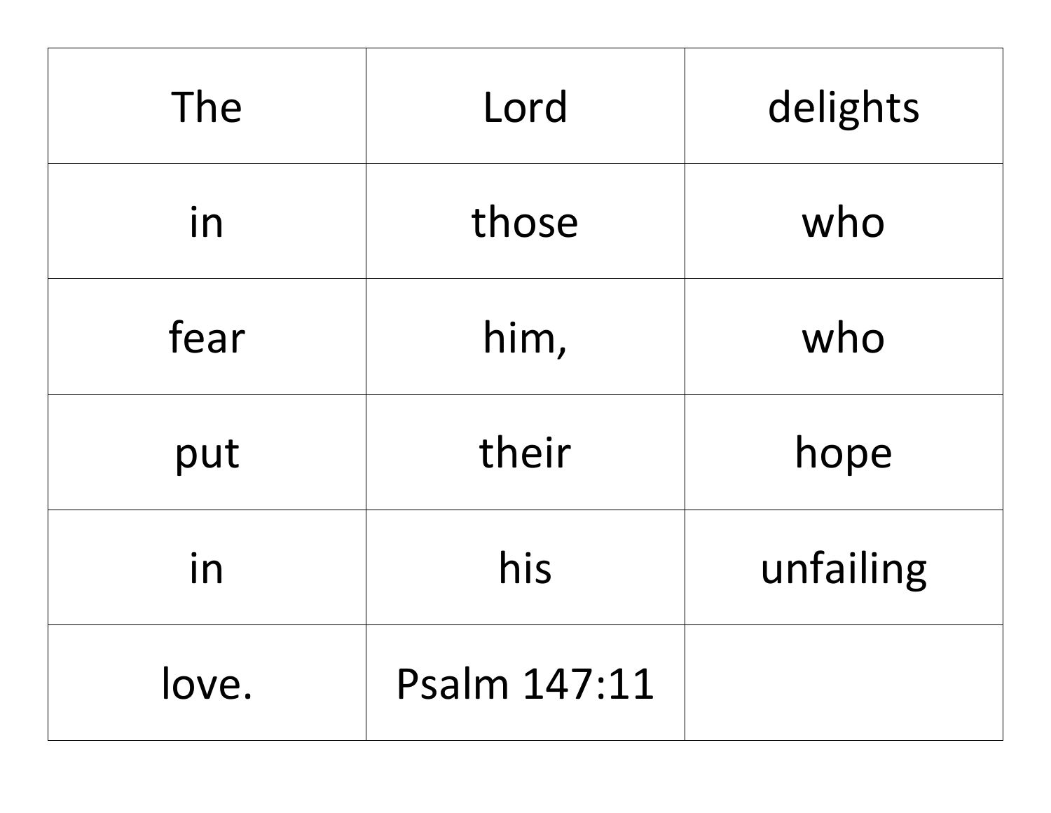| The | Lord | delights |
| --- | --- | --- |
| in | those | who |
| fear | him, | who |
| put | their | hope |
| in | his | unfailing |
| love. | Psalm 147:11 | |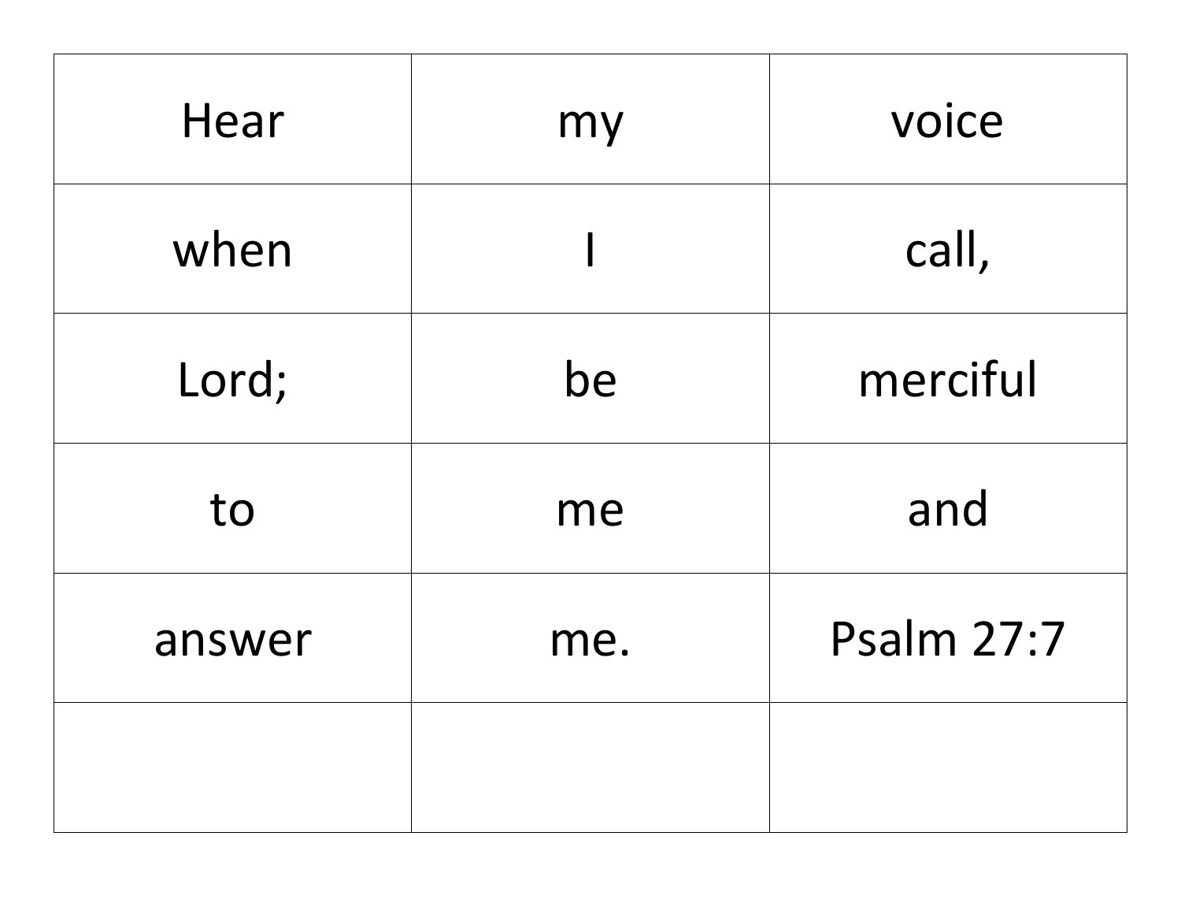| Hear | my | voice |
|---|---|---|
| when | I | call, |
| Lord; | be | merciful |
| to | me | and |
| answer | me. | Psalm 27:7 |
| | | |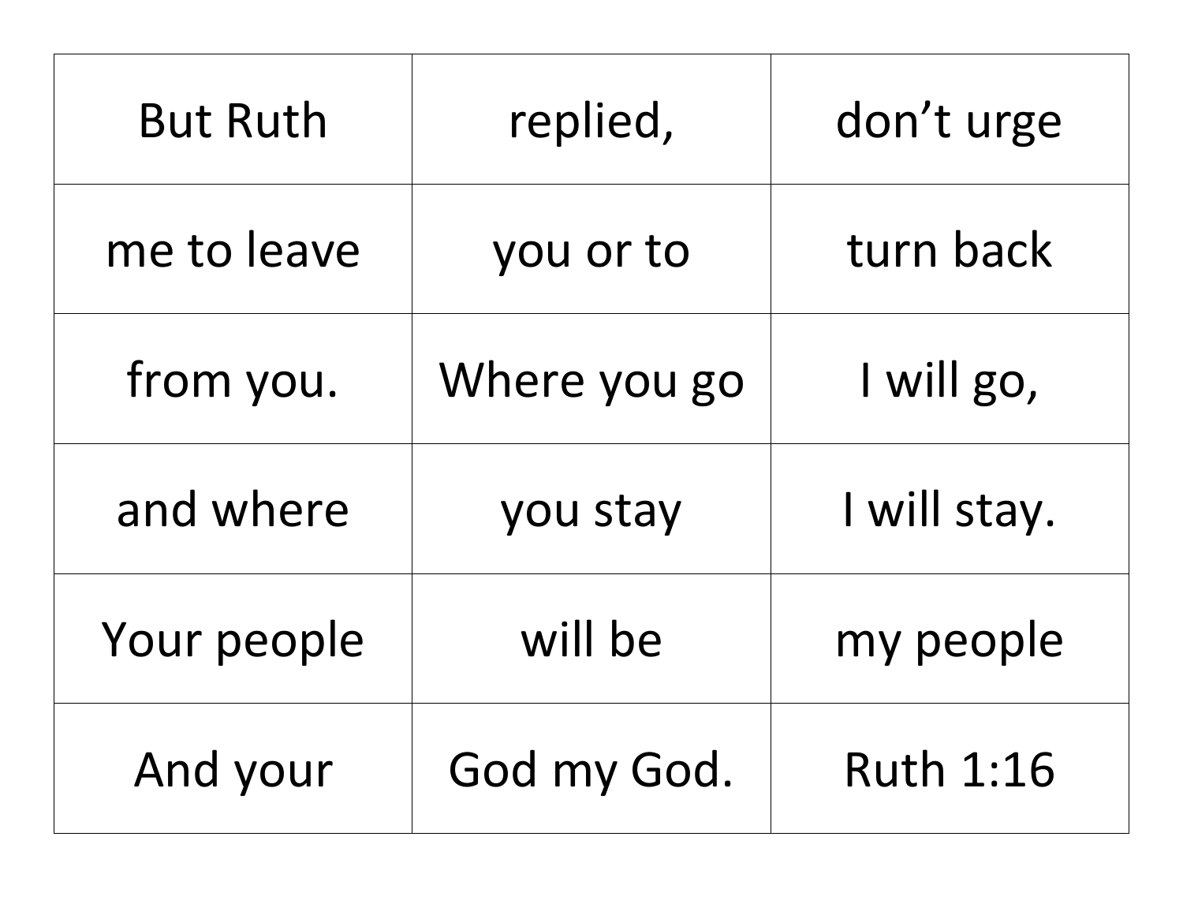| But Ruth | replied, | don’t urge |
| --- | --- | --- |
| me to leave | you or to | turn back |
| from you. | Where you go | I will go, |
| and where | you stay | I will stay. |
| Your people | will be | my people |
| And your | God my God. | Ruth 1:16 |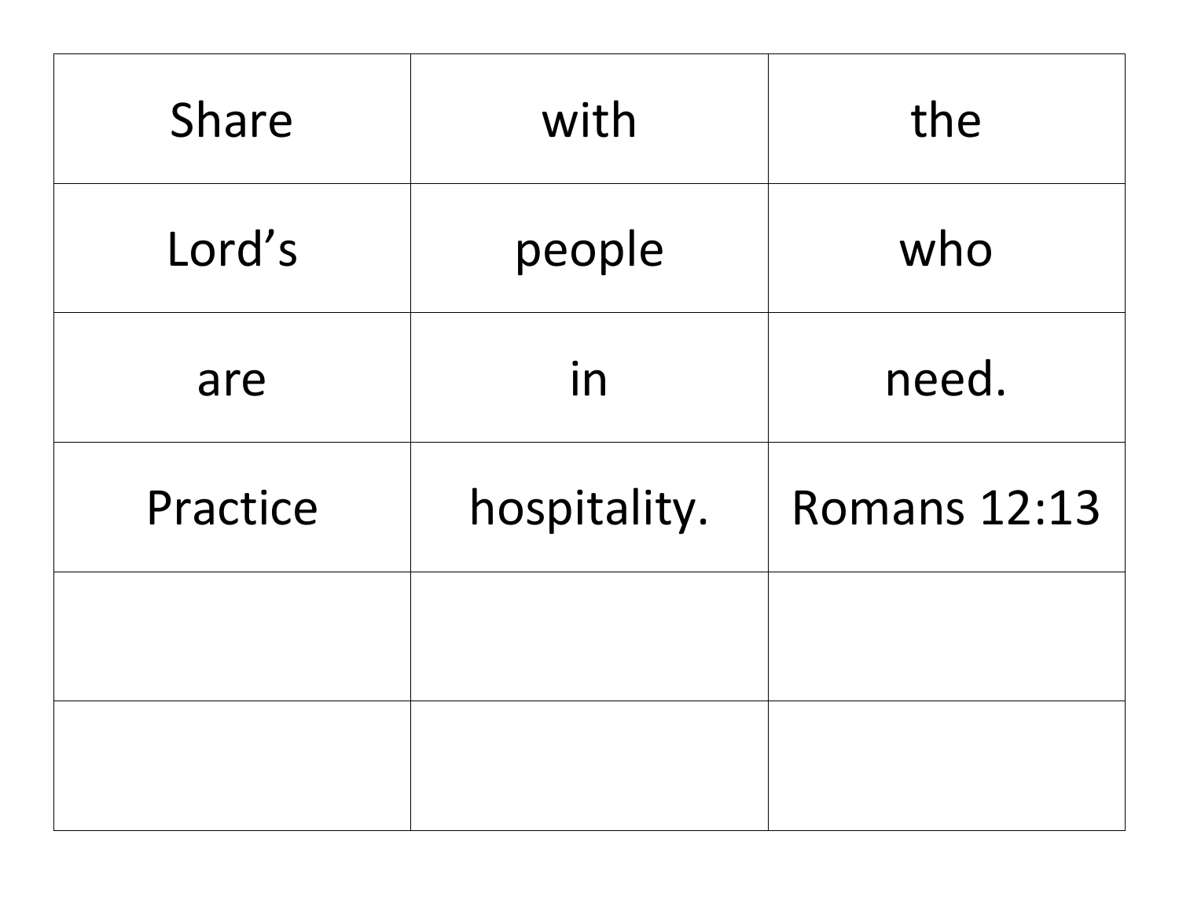| Share | with | the |
|---|---|---|
| Lord’s | people | who |
| are | in | need. |
| Practice | hospitality. | Romans 12:13 |
| | | |
| | | |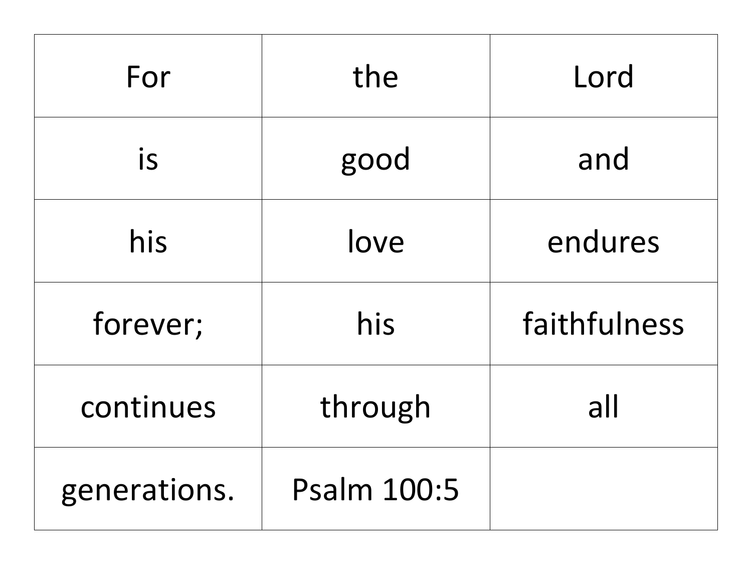| | | |
|---|---|---|
| For | the | Lord |
| is | good | and |
| his | love | endures |
| forever; | his | faithfulness |
| continues | through | all |
| generations. | Psalm 100:5 | |